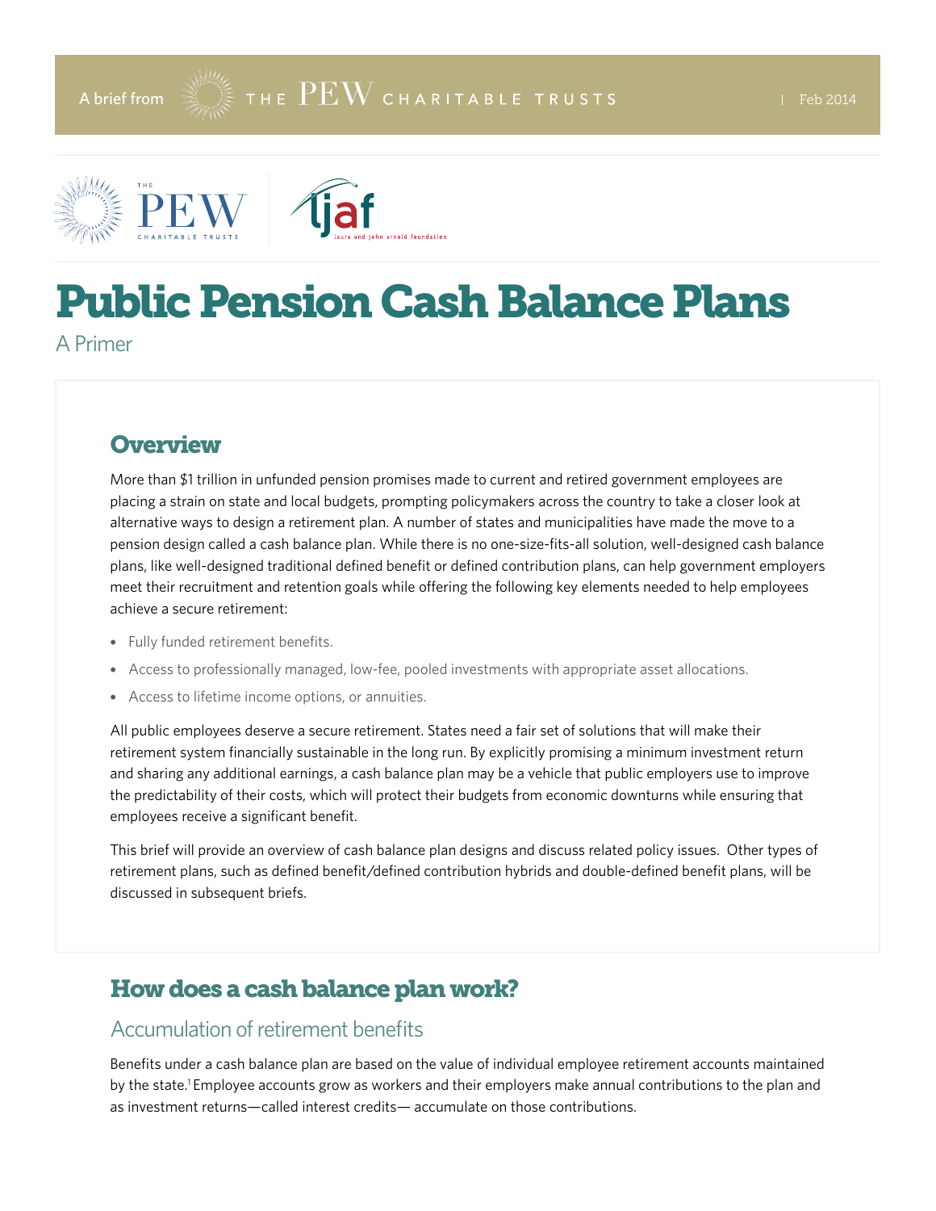A brief from THE PEW CHARITABLE TRUSTS | Feb 2014

# Public Pension Cash Balance Plans

A Primer

## Overview

More than $1 trillion in unfunded pension promises made to current and retired government employees are placing a strain on state and local budgets, prompting policymakers across the country to take a closer look at alternative ways to design a retirement plan. A number of states and municipalities have made the move to a pension design called a cash balance plan. While there is no one-size-fits-all solution, well-designed cash balance plans, like well-designed traditional defined benefit or defined contribution plans, can help government employers meet their recruitment and retention goals while offering the following key elements needed to help employees achieve a secure retirement:

- Fully funded retirement benefits.
- Access to professionally managed, low-fee, pooled investments with appropriate asset allocations.
- Access to lifetime income options, or annuities.

All public employees deserve a secure retirement. States need a fair set of solutions that will make their retirement system financially sustainable in the long run. By explicitly promising a minimum investment return and sharing any additional earnings, a cash balance plan may be a vehicle that public employers use to improve the predictability of their costs, which will protect their budgets from economic downturns while ensuring that employees receive a significant benefit.

This brief will provide an overview of cash balance plan designs and discuss related policy issues. Other types of retirement plans, such as defined benefit/defined contribution hybrids and double-defined benefit plans, will be discussed in subsequent briefs.

## How does a cash balance plan work?

### Accumulation of retirement benefits

Benefits under a cash balance plan are based on the value of individual employee retirement accounts maintained by the state.[1] Employee accounts grow as workers and their employers make annual contributions to the plan and as investment returns—called interest credits— accumulate on those contributions.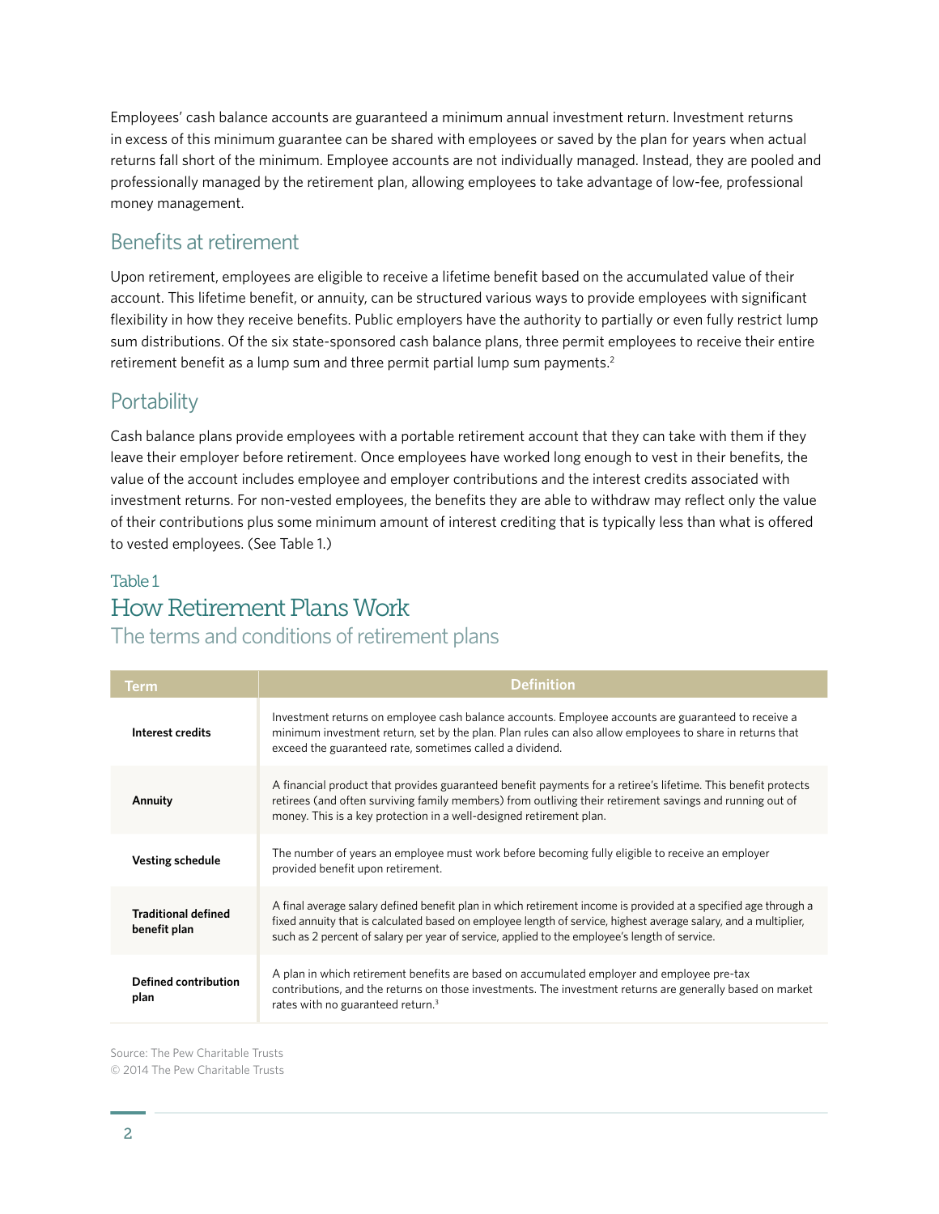Employees' cash balance accounts are guaranteed a minimum annual investment return. Investment returns in excess of this minimum guarantee can be shared with employees or saved by the plan for years when actual returns fall short of the minimum. Employee accounts are not individually managed. Instead, they are pooled and professionally managed by the retirement plan, allowing employees to take advantage of low-fee, professional money management.

## Benefits at retirement

Upon retirement, employees are eligible to receive a lifetime benefit based on the accumulated value of their account. This lifetime benefit, or annuity, can be structured various ways to provide employees with significant flexibility in how they receive benefits. Public employers have the authority to partially or even fully restrict lump sum distributions. Of the six state-sponsored cash balance plans, three permit employees to receive their entire retirement benefit as a lump sum and three permit partial lump sum payments.[2]

## Portability

Cash balance plans provide employees with a portable retirement account that they can take with them if they leave their employer before retirement. Once employees have worked long enough to vest in their benefits, the value of the account includes employee and employer contributions and the interest credits associated with investment returns. For non-vested employees, the benefits they are able to withdraw may reflect only the value of their contributions plus some minimum amount of interest crediting that is typically less than what is offered to vested employees. (See Table 1.)

Table 1

### How Retirement Plans Work

The terms and conditions of retirement plans

| Term | Definition |
|---|---|
| **Interest credits** | Investment returns on employee cash balance accounts. Employee accounts are guaranteed to receive a minimum investment return, set by the plan. Plan rules can also allow employees to share in returns that exceed the guaranteed rate, sometimes called a dividend. |
| **Annuity** | A financial product that provides guaranteed benefit payments for a retiree's lifetime. This benefit protects retirees (and often surviving family members) from outliving their retirement savings and running out of money. This is a key protection in a well-designed retirement plan. |
| **Vesting schedule** | The number of years an employee must work before becoming fully eligible to receive an employer provided benefit upon retirement. |
| **Traditional defined benefit plan** | A final average salary defined benefit plan in which retirement income is provided at a specified age through a fixed annuity that is calculated based on employee length of service, highest average salary, and a multiplier, such as 2 percent of salary per year of service, applied to the employee's length of service. |
| **Defined contribution plan** | A plan in which retirement benefits are based on accumulated employer and employee pre-tax contributions, and the returns on those investments. The investment returns are generally based on market rates with no guaranteed return.[3] |

Source: The Pew Charitable Trusts

© 2014 The Pew Charitable Trusts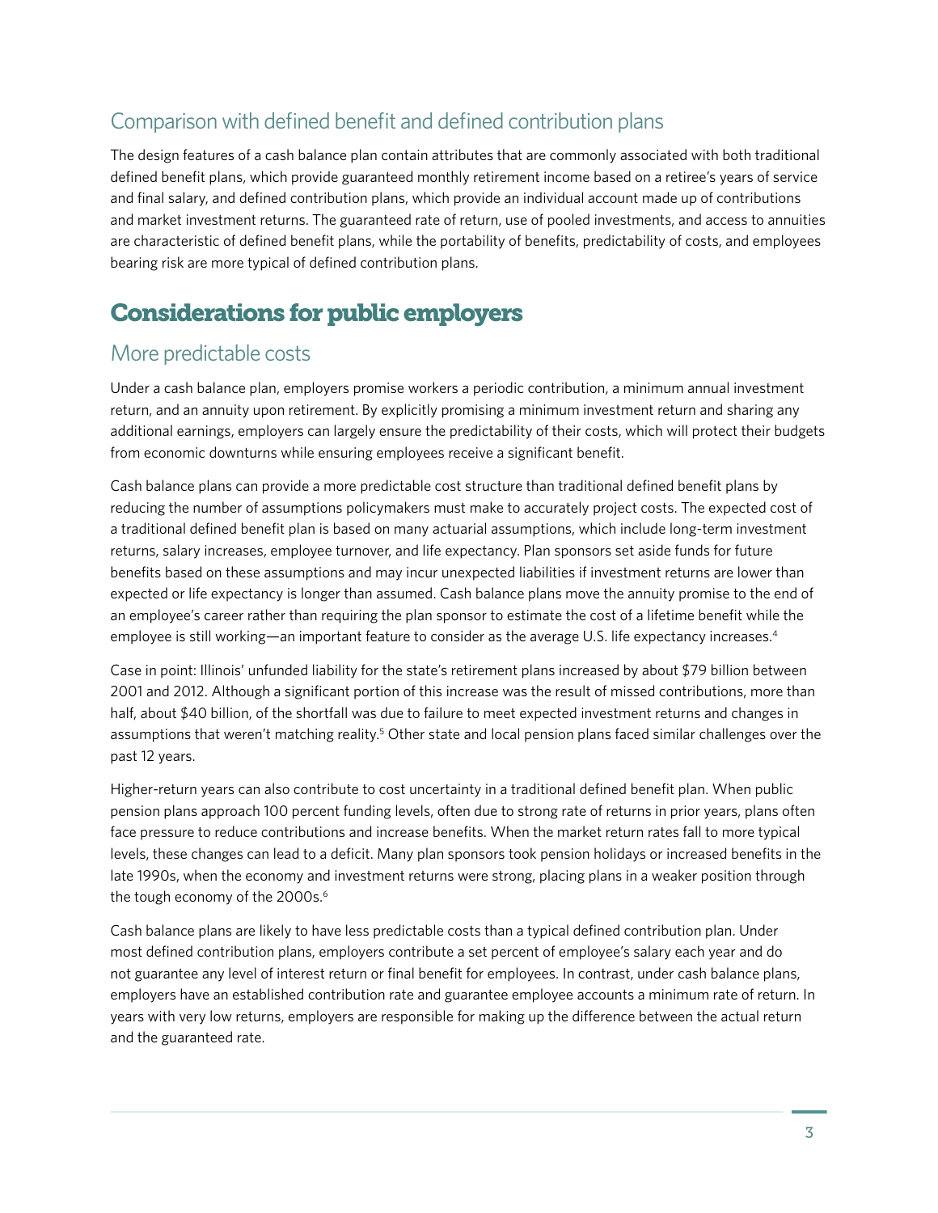### Comparison with defined benefit and defined contribution plans

The design features of a cash balance plan contain attributes that are commonly associated with both traditional defined benefit plans, which provide guaranteed monthly retirement income based on a retiree's years of service and final salary, and defined contribution plans, which provide an individual account made up of contributions and market investment returns. The guaranteed rate of return, use of pooled investments, and access to annuities are characteristic of defined benefit plans, while the portability of benefits, predictability of costs, and employees bearing risk are more typical of defined contribution plans.

## Considerations for public employers

### More predictable costs

Under a cash balance plan, employers promise workers a periodic contribution, a minimum annual investment return, and an annuity upon retirement. By explicitly promising a minimum investment return and sharing any additional earnings, employers can largely ensure the predictability of their costs, which will protect their budgets from economic downturns while ensuring employees receive a significant benefit.

Cash balance plans can provide a more predictable cost structure than traditional defined benefit plans by reducing the number of assumptions policymakers must make to accurately project costs. The expected cost of a traditional defined benefit plan is based on many actuarial assumptions, which include long-term investment returns, salary increases, employee turnover, and life expectancy. Plan sponsors set aside funds for future benefits based on these assumptions and may incur unexpected liabilities if investment returns are lower than expected or life expectancy is longer than assumed. Cash balance plans move the annuity promise to the end of an employee's career rather than requiring the plan sponsor to estimate the cost of a lifetime benefit while the employee is still working—an important feature to consider as the average U.S. life expectancy increases.[4]

Case in point: Illinois' unfunded liability for the state's retirement plans increased by about $79 billion between 2001 and 2012. Although a significant portion of this increase was the result of missed contributions, more than half, about $40 billion, of the shortfall was due to failure to meet expected investment returns and changes in assumptions that weren't matching reality.[5] Other state and local pension plans faced similar challenges over the past 12 years.

Higher-return years can also contribute to cost uncertainty in a traditional defined benefit plan. When public pension plans approach 100 percent funding levels, often due to strong rate of returns in prior years, plans often face pressure to reduce contributions and increase benefits. When the market return rates fall to more typical levels, these changes can lead to a deficit. Many plan sponsors took pension holidays or increased benefits in the late 1990s, when the economy and investment returns were strong, placing plans in a weaker position through the tough economy of the 2000s.[6]

Cash balance plans are likely to have less predictable costs than a typical defined contribution plan. Under most defined contribution plans, employers contribute a set percent of employee's salary each year and do not guarantee any level of interest return or final benefit for employees. In contrast, under cash balance plans, employers have an established contribution rate and guarantee employee accounts a minimum rate of return. In years with very low returns, employers are responsible for making up the difference between the actual return and the guaranteed rate.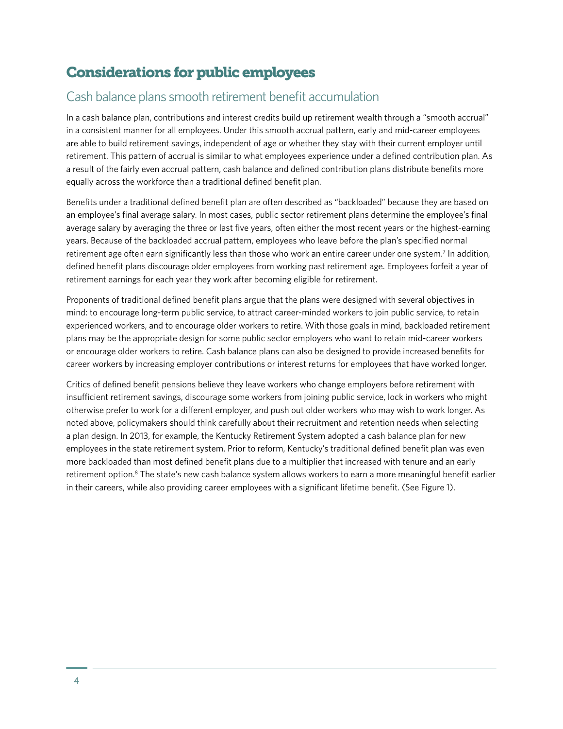# Considerations for public employees

## Cash balance plans smooth retirement benefit accumulation

In a cash balance plan, contributions and interest credits build up retirement wealth through a "smooth accrual" in a consistent manner for all employees. Under this smooth accrual pattern, early and mid-career employees are able to build retirement savings, independent of age or whether they stay with their current employer until retirement. This pattern of accrual is similar to what employees experience under a defined contribution plan. As a result of the fairly even accrual pattern, cash balance and defined contribution plans distribute benefits more equally across the workforce than a traditional defined benefit plan.

Benefits under a traditional defined benefit plan are often described as "backloaded" because they are based on an employee's final average salary. In most cases, public sector retirement plans determine the employee's final average salary by averaging the three or last five years, often either the most recent years or the highest-earning years. Because of the backloaded accrual pattern, employees who leave before the plan's specified normal retirement age often earn significantly less than those who work an entire career under one system.[7] In addition, defined benefit plans discourage older employees from working past retirement age. Employees forfeit a year of retirement earnings for each year they work after becoming eligible for retirement.

Proponents of traditional defined benefit plans argue that the plans were designed with several objectives in mind: to encourage long-term public service, to attract career-minded workers to join public service, to retain experienced workers, and to encourage older workers to retire. With those goals in mind, backloaded retirement plans may be the appropriate design for some public sector employers who want to retain mid-career workers or encourage older workers to retire. Cash balance plans can also be designed to provide increased benefits for career workers by increasing employer contributions or interest returns for employees that have worked longer.

Critics of defined benefit pensions believe they leave workers who change employers before retirement with insufficient retirement savings, discourage some workers from joining public service, lock in workers who might otherwise prefer to work for a different employer, and push out older workers who may wish to work longer. As noted above, policymakers should think carefully about their recruitment and retention needs when selecting a plan design. In 2013, for example, the Kentucky Retirement System adopted a cash balance plan for new employees in the state retirement system. Prior to reform, Kentucky's traditional defined benefit plan was even more backloaded than most defined benefit plans due to a multiplier that increased with tenure and an early retirement option.[8] The state's new cash balance system allows workers to earn a more meaningful benefit earlier in their careers, while also providing career employees with a significant lifetime benefit. (See Figure 1).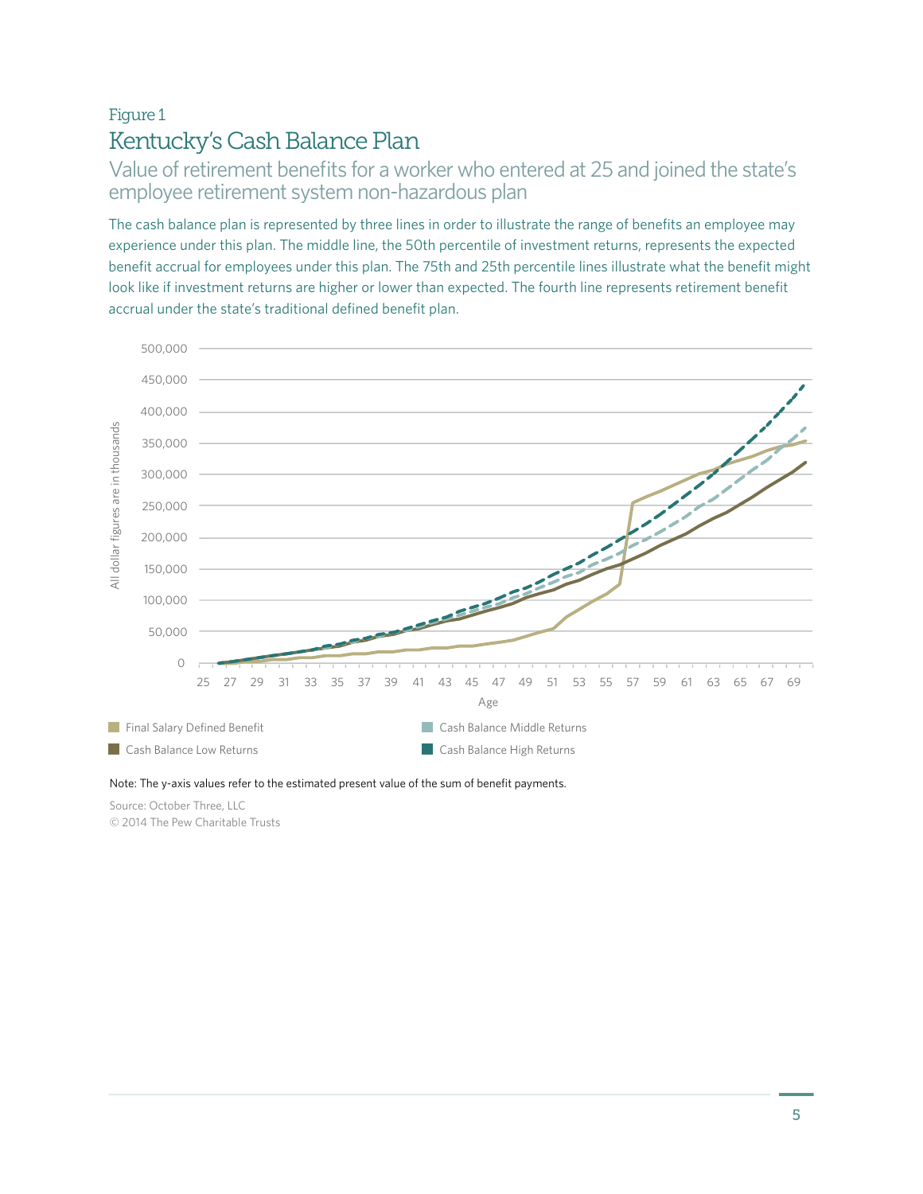Figure 1

## Kentucky's Cash Balance Plan

### Value of retirement benefits for a worker who entered at 25 and joined the state's employee retirement system non-hazardous plan

The cash balance plan is represented by three lines in order to illustrate the range of benefits an employee may experience under this plan. The middle line, the 50th percentile of investment returns, represents the expected benefit accrual for employees under this plan. The 75th and 25th percentile lines illustrate what the benefit might look like if investment returns are higher or lower than expected. The fourth line represents retirement benefit accrual under the state's traditional defined benefit plan.

Note: The y-axis values refer to the estimated present value of the sum of benefit payments.

Source: October Three, LLC

© 2014 The Pew Charitable Trusts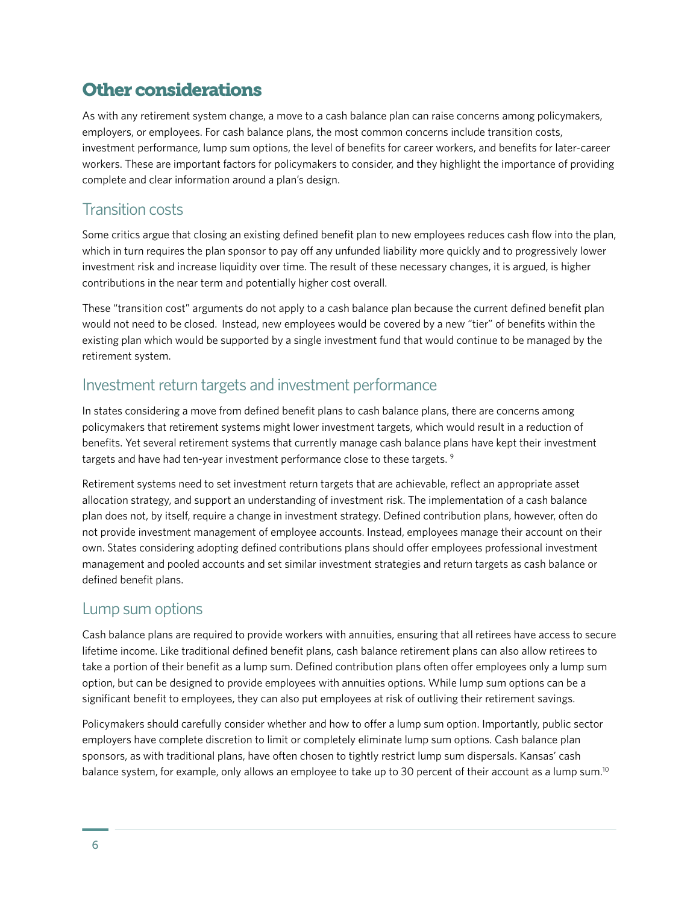## Other considerations

As with any retirement system change, a move to a cash balance plan can raise concerns among policymakers, employers, or employees. For cash balance plans, the most common concerns include transition costs, investment performance, lump sum options, the level of benefits for career workers, and benefits for later-career workers. These are important factors for policymakers to consider, and they highlight the importance of providing complete and clear information around a plan's design.

### Transition costs

Some critics argue that closing an existing defined benefit plan to new employees reduces cash flow into the plan, which in turn requires the plan sponsor to pay off any unfunded liability more quickly and to progressively lower investment risk and increase liquidity over time. The result of these necessary changes, it is argued, is higher contributions in the near term and potentially higher cost overall.

These "transition cost" arguments do not apply to a cash balance plan because the current defined benefit plan would not need to be closed. Instead, new employees would be covered by a new "tier" of benefits within the existing plan which would be supported by a single investment fund that would continue to be managed by the retirement system.

### Investment return targets and investment performance

In states considering a move from defined benefit plans to cash balance plans, there are concerns among policymakers that retirement systems might lower investment targets, which would result in a reduction of benefits. Yet several retirement systems that currently manage cash balance plans have kept their investment targets and have had ten-year investment performance close to these targets. [9]

Retirement systems need to set investment return targets that are achievable, reflect an appropriate asset allocation strategy, and support an understanding of investment risk. The implementation of a cash balance plan does not, by itself, require a change in investment strategy. Defined contribution plans, however, often do not provide investment management of employee accounts. Instead, employees manage their account on their own. States considering adopting defined contributions plans should offer employees professional investment management and pooled accounts and set similar investment strategies and return targets as cash balance or defined benefit plans.

### Lump sum options

Cash balance plans are required to provide workers with annuities, ensuring that all retirees have access to secure lifetime income. Like traditional defined benefit plans, cash balance retirement plans can also allow retirees to take a portion of their benefit as a lump sum. Defined contribution plans often offer employees only a lump sum option, but can be designed to provide employees with annuities options. While lump sum options can be a significant benefit to employees, they can also put employees at risk of outliving their retirement savings.

Policymakers should carefully consider whether and how to offer a lump sum option. Importantly, public sector employers have complete discretion to limit or completely eliminate lump sum options. Cash balance plan sponsors, as with traditional plans, have often chosen to tightly restrict lump sum dispersals. Kansas' cash balance system, for example, only allows an employee to take up to 30 percent of their account as a lump sum.[10]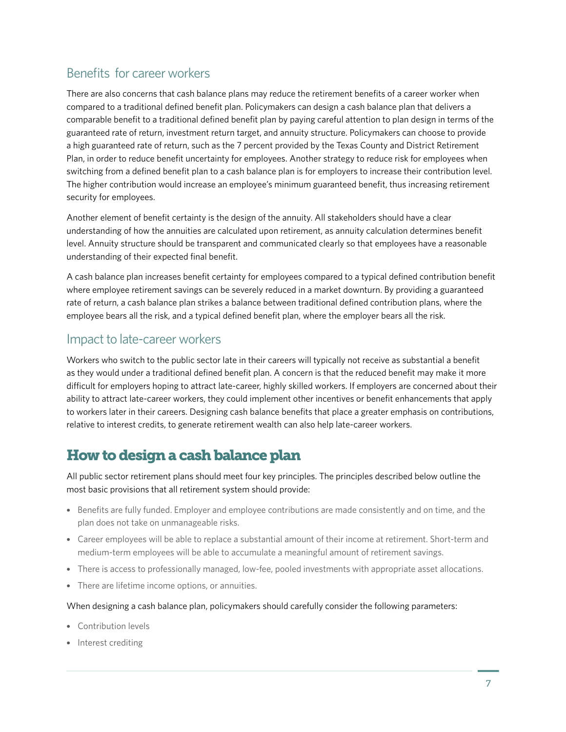## Benefits for career workers

There are also concerns that cash balance plans may reduce the retirement benefits of a career worker when compared to a traditional defined benefit plan. Policymakers can design a cash balance plan that delivers a comparable benefit to a traditional defined benefit plan by paying careful attention to plan design in terms of the guaranteed rate of return, investment return target, and annuity structure. Policymakers can choose to provide a high guaranteed rate of return, such as the 7 percent provided by the Texas County and District Retirement Plan, in order to reduce benefit uncertainty for employees. Another strategy to reduce risk for employees when switching from a defined benefit plan to a cash balance plan is for employers to increase their contribution level. The higher contribution would increase an employee's minimum guaranteed benefit, thus increasing retirement security for employees.

Another element of benefit certainty is the design of the annuity. All stakeholders should have a clear understanding of how the annuities are calculated upon retirement, as annuity calculation determines benefit level. Annuity structure should be transparent and communicated clearly so that employees have a reasonable understanding of their expected final benefit.

A cash balance plan increases benefit certainty for employees compared to a typical defined contribution benefit where employee retirement savings can be severely reduced in a market downturn. By providing a guaranteed rate of return, a cash balance plan strikes a balance between traditional defined contribution plans, where the employee bears all the risk, and a typical defined benefit plan, where the employer bears all the risk.

## Impact to late-career workers

Workers who switch to the public sector late in their careers will typically not receive as substantial a benefit as they would under a traditional defined benefit plan. A concern is that the reduced benefit may make it more difficult for employers hoping to attract late-career, highly skilled workers. If employers are concerned about their ability to attract late-career workers, they could implement other incentives or benefit enhancements that apply to workers later in their careers. Designing cash balance benefits that place a greater emphasis on contributions, relative to interest credits, to generate retirement wealth can also help late-career workers.

# How to design a cash balance plan

All public sector retirement plans should meet four key principles. The principles described below outline the most basic provisions that all retirement system should provide:

- Benefits are fully funded. Employer and employee contributions are made consistently and on time, and the plan does not take on unmanageable risks.
- Career employees will be able to replace a substantial amount of their income at retirement. Short-term and medium-term employees will be able to accumulate a meaningful amount of retirement savings.
- There is access to professionally managed, low-fee, pooled investments with appropriate asset allocations.
- There are lifetime income options, or annuities.

When designing a cash balance plan, policymakers should carefully consider the following parameters:

- Contribution levels
- Interest crediting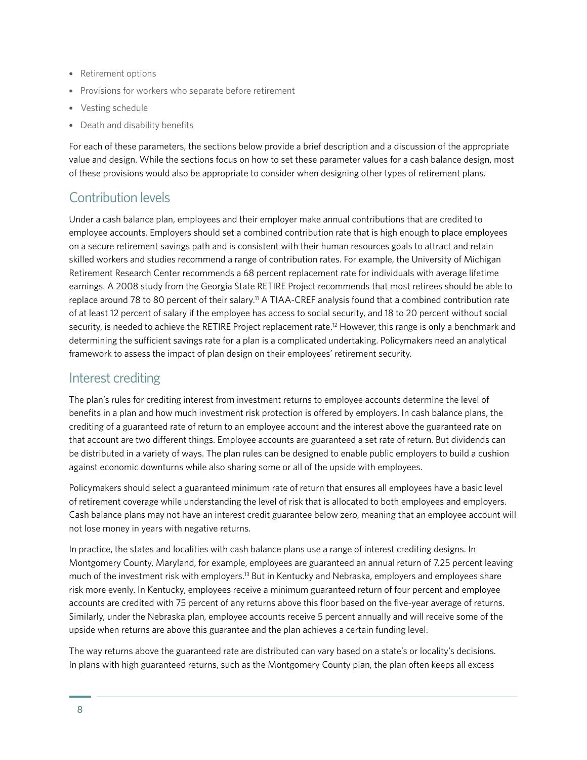- Retirement options
- Provisions for workers who separate before retirement
- Vesting schedule
- Death and disability benefits

For each of these parameters, the sections below provide a brief description and a discussion of the appropriate value and design. While the sections focus on how to set these parameter values for a cash balance design, most of these provisions would also be appropriate to consider when designing other types of retirement plans.

## Contribution levels

Under a cash balance plan, employees and their employer make annual contributions that are credited to employee accounts. Employers should set a combined contribution rate that is high enough to place employees on a secure retirement savings path and is consistent with their human resources goals to attract and retain skilled workers and studies recommend a range of contribution rates. For example, the University of Michigan Retirement Research Center recommends a 68 percent replacement rate for individuals with average lifetime earnings. A 2008 study from the Georgia State RETIRE Project recommends that most retirees should be able to replace around 78 to 80 percent of their salary.[11] A TIAA-CREF analysis found that a combined contribution rate of at least 12 percent of salary if the employee has access to social security, and 18 to 20 percent without social security, is needed to achieve the RETIRE Project replacement rate.[12] However, this range is only a benchmark and determining the sufficient savings rate for a plan is a complicated undertaking. Policymakers need an analytical framework to assess the impact of plan design on their employees' retirement security.

## Interest crediting

The plan's rules for crediting interest from investment returns to employee accounts determine the level of benefits in a plan and how much investment risk protection is offered by employers. In cash balance plans, the crediting of a guaranteed rate of return to an employee account and the interest above the guaranteed rate on that account are two different things. Employee accounts are guaranteed a set rate of return. But dividends can be distributed in a variety of ways. The plan rules can be designed to enable public employers to build a cushion against economic downturns while also sharing some or all of the upside with employees.

Policymakers should select a guaranteed minimum rate of return that ensures all employees have a basic level of retirement coverage while understanding the level of risk that is allocated to both employees and employers. Cash balance plans may not have an interest credit guarantee below zero, meaning that an employee account will not lose money in years with negative returns.

In practice, the states and localities with cash balance plans use a range of interest crediting designs. In Montgomery County, Maryland, for example, employees are guaranteed an annual return of 7.25 percent leaving much of the investment risk with employers.[13] But in Kentucky and Nebraska, employers and employees share risk more evenly. In Kentucky, employees receive a minimum guaranteed return of four percent and employee accounts are credited with 75 percent of any returns above this floor based on the five-year average of returns. Similarly, under the Nebraska plan, employee accounts receive 5 percent annually and will receive some of the upside when returns are above this guarantee and the plan achieves a certain funding level.

The way returns above the guaranteed rate are distributed can vary based on a state's or locality's decisions. In plans with high guaranteed returns, such as the Montgomery County plan, the plan often keeps all excess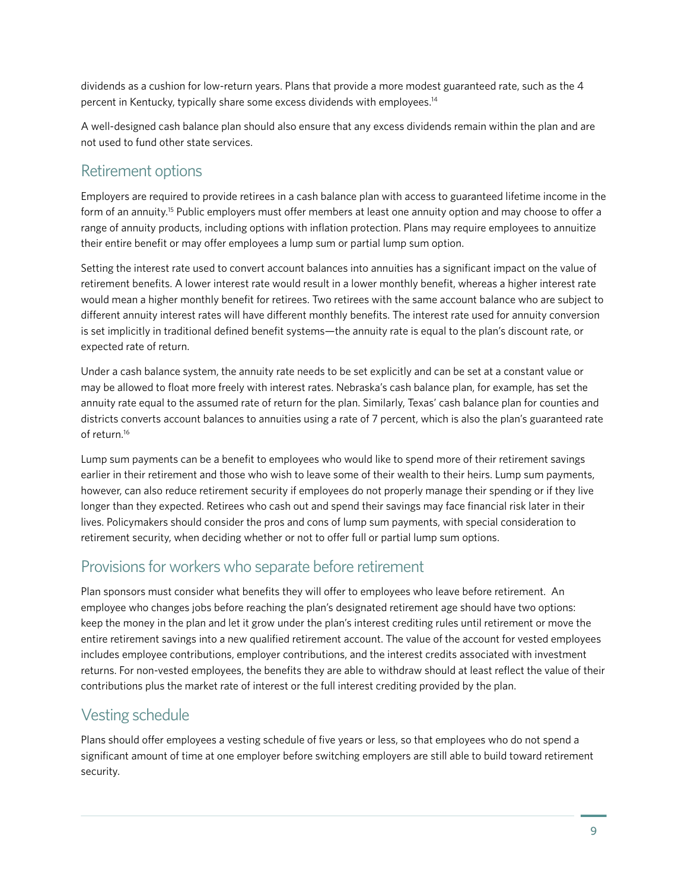dividends as a cushion for low-return years. Plans that provide a more modest guaranteed rate, such as the 4 percent in Kentucky, typically share some excess dividends with employees.[14]

A well-designed cash balance plan should also ensure that any excess dividends remain within the plan and are not used to fund other state services.

## Retirement options

Employers are required to provide retirees in a cash balance plan with access to guaranteed lifetime income in the form of an annuity.[15] Public employers must offer members at least one annuity option and may choose to offer a range of annuity products, including options with inflation protection. Plans may require employees to annuitize their entire benefit or may offer employees a lump sum or partial lump sum option.

Setting the interest rate used to convert account balances into annuities has a significant impact on the value of retirement benefits. A lower interest rate would result in a lower monthly benefit, whereas a higher interest rate would mean a higher monthly benefit for retirees. Two retirees with the same account balance who are subject to different annuity interest rates will have different monthly benefits. The interest rate used for annuity conversion is set implicitly in traditional defined benefit systems—the annuity rate is equal to the plan's discount rate, or expected rate of return.

Under a cash balance system, the annuity rate needs to be set explicitly and can be set at a constant value or may be allowed to float more freely with interest rates. Nebraska's cash balance plan, for example, has set the annuity rate equal to the assumed rate of return for the plan. Similarly, Texas' cash balance plan for counties and districts converts account balances to annuities using a rate of 7 percent, which is also the plan's guaranteed rate of return.[16]

Lump sum payments can be a benefit to employees who would like to spend more of their retirement savings earlier in their retirement and those who wish to leave some of their wealth to their heirs. Lump sum payments, however, can also reduce retirement security if employees do not properly manage their spending or if they live longer than they expected. Retirees who cash out and spend their savings may face financial risk later in their lives. Policymakers should consider the pros and cons of lump sum payments, with special consideration to retirement security, when deciding whether or not to offer full or partial lump sum options.

## Provisions for workers who separate before retirement

Plan sponsors must consider what benefits they will offer to employees who leave before retirement. An employee who changes jobs before reaching the plan's designated retirement age should have two options: keep the money in the plan and let it grow under the plan's interest crediting rules until retirement or move the entire retirement savings into a new qualified retirement account. The value of the account for vested employees includes employee contributions, employer contributions, and the interest credits associated with investment returns. For non-vested employees, the benefits they are able to withdraw should at least reflect the value of their contributions plus the market rate of interest or the full interest crediting provided by the plan.

## Vesting schedule

Plans should offer employees a vesting schedule of five years or less, so that employees who do not spend a significant amount of time at one employer before switching employers are still able to build toward retirement security.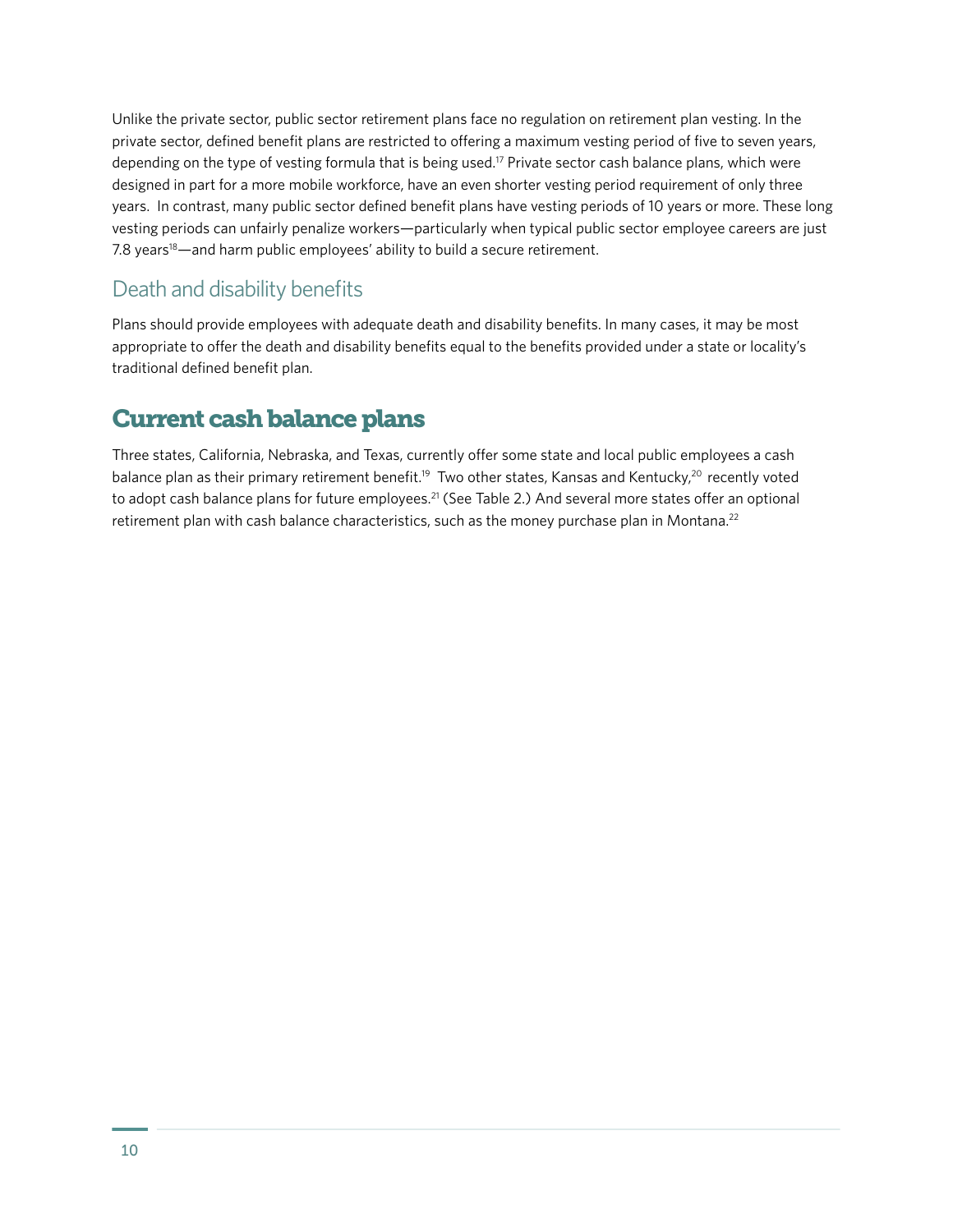Unlike the private sector, public sector retirement plans face no regulation on retirement plan vesting. In the private sector, defined benefit plans are restricted to offering a maximum vesting period of five to seven years, depending on the type of vesting formula that is being used.[17] Private sector cash balance plans, which were designed in part for a more mobile workforce, have an even shorter vesting period requirement of only three years. In contrast, many public sector defined benefit plans have vesting periods of 10 years or more. These long vesting periods can unfairly penalize workers—particularly when typical public sector employee careers are just 7.8 years[18]—and harm public employees' ability to build a secure retirement.

### Death and disability benefits

Plans should provide employees with adequate death and disability benefits. In many cases, it may be most appropriate to offer the death and disability benefits equal to the benefits provided under a state or locality's traditional defined benefit plan.

## Current cash balance plans

Three states, California, Nebraska, and Texas, currently offer some state and local public employees a cash balance plan as their primary retirement benefit.[19] Two other states, Kansas and Kentucky,[20] recently voted to adopt cash balance plans for future employees.[21] (See Table 2.) And several more states offer an optional retirement plan with cash balance characteristics, such as the money purchase plan in Montana.[22]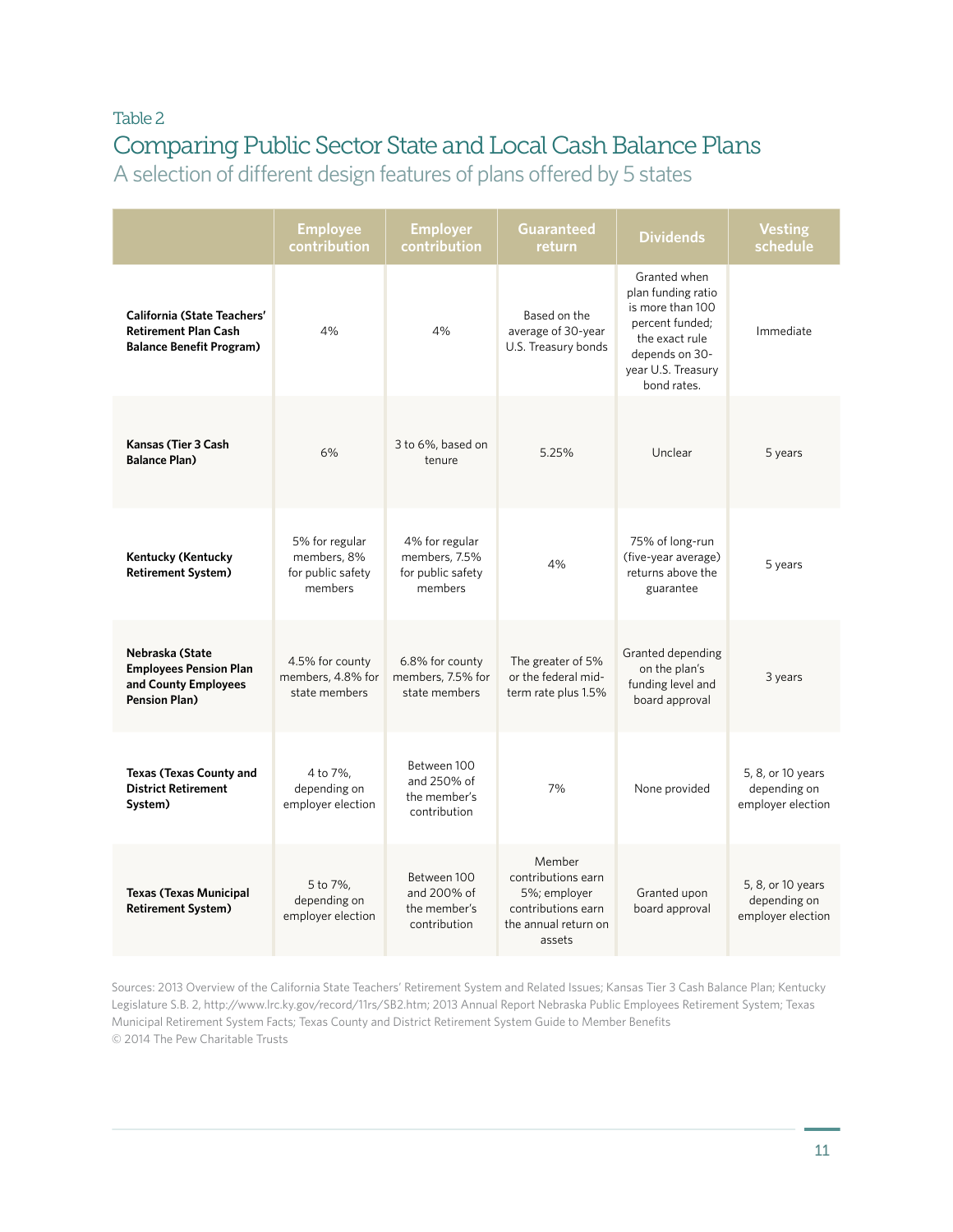Table 2

## Comparing Public Sector State and Local Cash Balance Plans

### A selection of different design features of plans offered by 5 states

| | Employee contribution | Employer contribution | Guaranteed return | Dividends | Vesting schedule |
|---|---|---|---|---|---|
| **California (State Teachers' Retirement Plan Cash Balance Benefit Program)** | 4% | 4% | Based on the average of 30-year U.S. Treasury bonds | Granted when plan funding ratio is more than 100 percent funded; the exact rule depends on 30-year U.S. Treasury bond rates. | Immediate |
| **Kansas (Tier 3 Cash Balance Plan)** | 6% | 3 to 6%, based on tenure | 5.25% | Unclear | 5 years |
| **Kentucky (Kentucky Retirement System)** | 5% for regular members, 8% for public safety members | 4% for regular members, 7.5% for public safety members | 4% | 75% of long-run (five-year average) returns above the guarantee | 5 years |
| **Nebraska (State Employees Pension Plan and County Employees Pension Plan)** | 4.5% for county members, 4.8% for state members | 6.8% for county members, 7.5% for state members | The greater of 5% or the federal mid-term rate plus 1.5% | Granted depending on the plan's funding level and board approval | 3 years |
| **Texas (Texas County and District Retirement System)** | 4 to 7%, depending on employer election | Between 100 and 250% of the member's contribution | 7% | None provided | 5, 8, or 10 years depending on employer election |
| **Texas (Texas Municipal Retirement System)** | 5 to 7%, depending on employer election | Between 100 and 200% of the member's contribution | Member contributions earn 5%; employer contributions earn the annual return on assets | Granted upon board approval | 5, 8, or 10 years depending on employer election |

Sources: 2013 Overview of the California State Teachers' Retirement System and Related Issues; Kansas Tier 3 Cash Balance Plan; Kentucky Legislature S.B. 2, http://www.lrc.ky.gov/record/11rs/SB2.htm; 2013 Annual Report Nebraska Public Employees Retirement System; Texas Municipal Retirement System Facts; Texas County and District Retirement System Guide to Member Benefits

© 2014 The Pew Charitable Trusts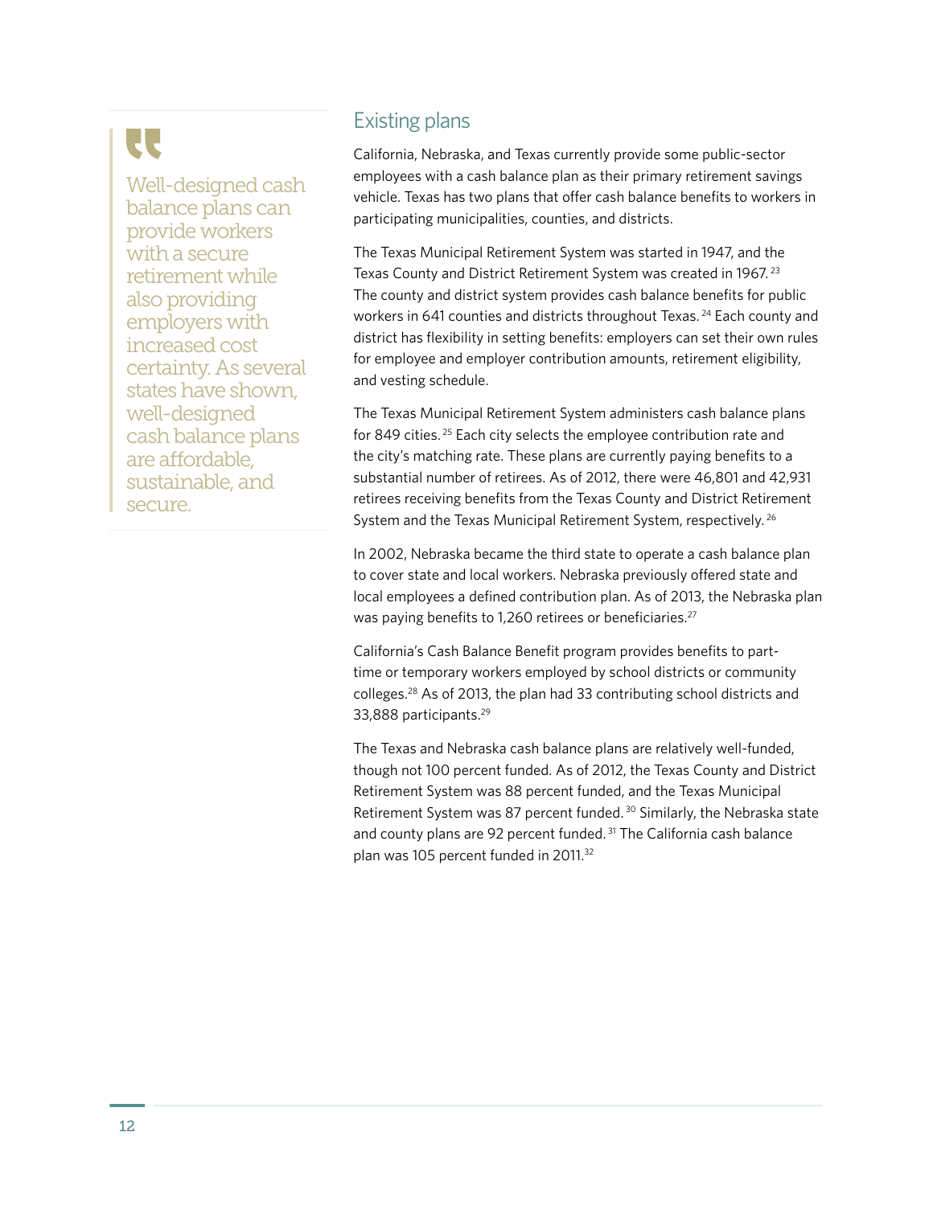> Well-designed cash balance plans can provide workers with a secure retirement while also providing employers with increased cost certainty. As several states have shown, well-designed cash balance plans are affordable, sustainable, and secure.

## Existing plans

California, Nebraska, and Texas currently provide some public-sector employees with a cash balance plan as their primary retirement savings vehicle. Texas has two plans that offer cash balance benefits to workers in participating municipalities, counties, and districts.

The Texas Municipal Retirement System was started in 1947, and the Texas County and District Retirement System was created in 1967.[23] The county and district system provides cash balance benefits for public workers in 641 counties and districts throughout Texas.[24] Each county and district has flexibility in setting benefits: employers can set their own rules for employee and employer contribution amounts, retirement eligibility, and vesting schedule.

The Texas Municipal Retirement System administers cash balance plans for 849 cities.[25] Each city selects the employee contribution rate and the city's matching rate. These plans are currently paying benefits to a substantial number of retirees. As of 2012, there were 46,801 and 42,931 retirees receiving benefits from the Texas County and District Retirement System and the Texas Municipal Retirement System, respectively.[26]

In 2002, Nebraska became the third state to operate a cash balance plan to cover state and local workers. Nebraska previously offered state and local employees a defined contribution plan. As of 2013, the Nebraska plan was paying benefits to 1,260 retirees or beneficiaries.[27]

California's Cash Balance Benefit program provides benefits to part-time or temporary workers employed by school districts or community colleges.[28] As of 2013, the plan had 33 contributing school districts and 33,888 participants.[29]

The Texas and Nebraska cash balance plans are relatively well-funded, though not 100 percent funded. As of 2012, the Texas County and District Retirement System was 88 percent funded, and the Texas Municipal Retirement System was 87 percent funded.[30] Similarly, the Nebraska state and county plans are 92 percent funded.[31] The California cash balance plan was 105 percent funded in 2011.[32]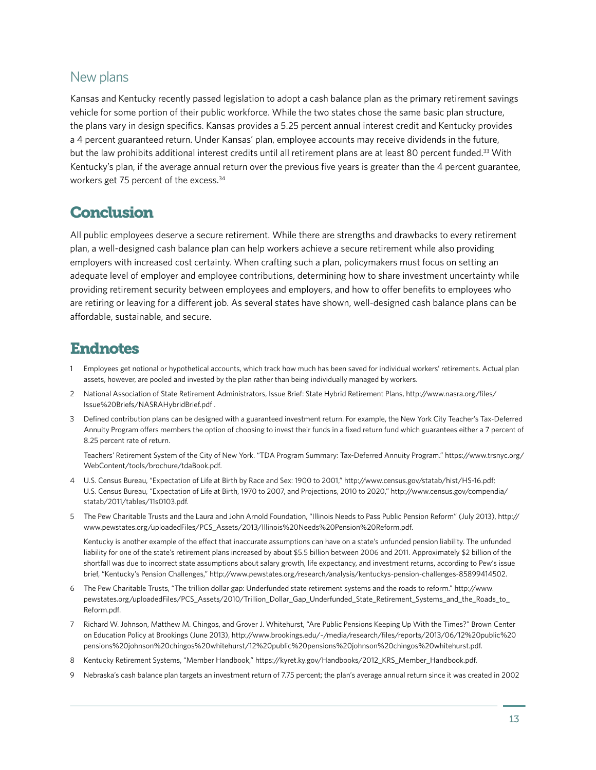### New plans

Kansas and Kentucky recently passed legislation to adopt a cash balance plan as the primary retirement savings vehicle for some portion of their public workforce. While the two states chose the same basic plan structure, the plans vary in design specifics. Kansas provides a 5.25 percent annual interest credit and Kentucky provides a 4 percent guaranteed return. Under Kansas' plan, employee accounts may receive dividends in the future, but the law prohibits additional interest credits until all retirement plans are at least 80 percent funded.[33] With Kentucky's plan, if the average annual return over the previous five years is greater than the 4 percent guarantee, workers get 75 percent of the excess.[34]

## Conclusion

All public employees deserve a secure retirement. While there are strengths and drawbacks to every retirement plan, a well-designed cash balance plan can help workers achieve a secure retirement while also providing employers with increased cost certainty. When crafting such a plan, policymakers must focus on setting an adequate level of employer and employee contributions, determining how to share investment uncertainty while providing retirement security between employees and employers, and how to offer benefits to employees who are retiring or leaving for a different job. As several states have shown, well-designed cash balance plans can be affordable, sustainable, and secure.

## Endnotes

1 Employees get notional or hypothetical accounts, which track how much has been saved for individual workers' retirements. Actual plan assets, however, are pooled and invested by the plan rather than being individually managed by workers.

2 National Association of State Retirement Administrators, Issue Brief: State Hybrid Retirement Plans, http://www.nasra.org/files/Issue%20Briefs/NASRAHybridBrief.pdf .

3 Defined contribution plans can be designed with a guaranteed investment return. For example, the New York City Teacher's Tax-Deferred Annuity Program offers members the option of choosing to invest their funds in a fixed return fund which guarantees either a 7 percent of 8.25 percent rate of return.

Teachers' Retirement System of the City of New York. "TDA Program Summary: Tax-Deferred Annuity Program." https://www.trsnyc.org/WebContent/tools/brochure/tdaBook.pdf.

4 U.S. Census Bureau, "Expectation of Life at Birth by Race and Sex: 1900 to 2001," http://www.census.gov/statab/hist/HS-16.pdf; U.S. Census Bureau, "Expectation of Life at Birth, 1970 to 2007, and Projections, 2010 to 2020," http://www.census.gov/compendia/statab/2011/tables/11s0103.pdf.

5 The Pew Charitable Trusts and the Laura and John Arnold Foundation, "Illinois Needs to Pass Public Pension Reform" (July 2013), http://www.pewstates.org/uploadedFiles/PCS_Assets/2013/Illinois%20Needs%20Pension%20Reform.pdf.

Kentucky is another example of the effect that inaccurate assumptions can have on a state's unfunded pension liability. The unfunded liability for one of the state's retirement plans increased by about $5.5 billion between 2006 and 2011. Approximately $2 billion of the shortfall was due to incorrect state assumptions about salary growth, life expectancy, and investment returns, according to Pew's issue brief, "Kentucky's Pension Challenges," http://www.pewstates.org/research/analysis/kentuckys-pension-challenges-85899414502.

6 The Pew Charitable Trusts, "The trillion dollar gap: Underfunded state retirement systems and the roads to reform." http://www.pewstates.org/uploadedFiles/PCS_Assets/2010/Trillion_Dollar_Gap_Underfunded_State_Retirement_Systems_and_the_Roads_to_Reform.pdf.

7 Richard W. Johnson, Matthew M. Chingos, and Grover J. Whitehurst, "Are Public Pensions Keeping Up With the Times?" Brown Center on Education Policy at Brookings (June 2013), http://www.brookings.edu/~/media/research/files/reports/2013/06/12%20public%20pensions%20johnson%20chingos%20whitehurst/12%20public%20pensions%20johnson%20chingos%20whitehurst.pdf.

8 Kentucky Retirement Systems, "Member Handbook," https://kyret.ky.gov/Handbooks/2012_KRS_Member_Handbook.pdf.

9 Nebraska's cash balance plan targets an investment return of 7.75 percent; the plan's average annual return since it was created in 2002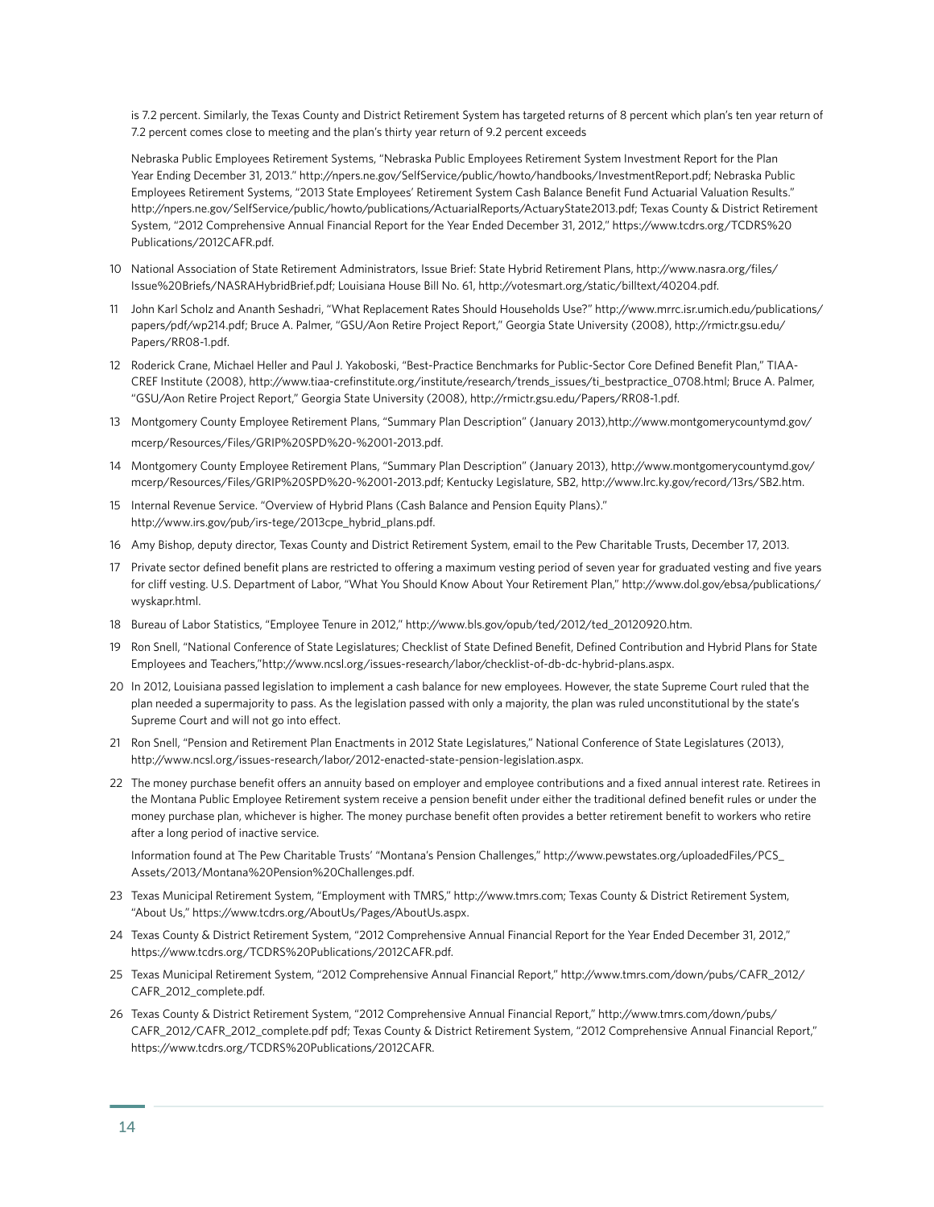is 7.2 percent. Similarly, the Texas County and District Retirement System has targeted returns of 8 percent which plan's ten year return of 7.2 percent comes close to meeting and the plan's thirty year return of 9.2 percent exceeds

Nebraska Public Employees Retirement Systems, "Nebraska Public Employees Retirement System Investment Report for the Plan Year Ending December 31, 2013." http://npers.ne.gov/SelfService/public/howto/handbooks/InvestmentReport.pdf; Nebraska Public Employees Retirement Systems, "2013 State Employees' Retirement System Cash Balance Benefit Fund Actuarial Valuation Results." http://npers.ne.gov/SelfService/public/howto/publications/ActuarialReports/ActuaryState2013.pdf; Texas County & District Retirement System, "2012 Comprehensive Annual Financial Report for the Year Ended December 31, 2012," https://www.tcdrs.org/TCDRS%20Publications/2012CAFR.pdf.

10 National Association of State Retirement Administrators, Issue Brief: State Hybrid Retirement Plans, http://www.nasra.org/files/Issue%20Briefs/NASRAHybridBrief.pdf; Louisiana House Bill No. 61, http://votesmart.org/static/billtext/40204.pdf.

11 John Karl Scholz and Ananth Seshadri, "What Replacement Rates Should Households Use?" http://www.mrrc.isr.umich.edu/publications/papers/pdf/wp214.pdf; Bruce A. Palmer, "GSU/Aon Retire Project Report," Georgia State University (2008), http://rmictr.gsu.edu/Papers/RR08-1.pdf.

12 Roderick Crane, Michael Heller and Paul J. Yakoboski, "Best-Practice Benchmarks for Public-Sector Core Defined Benefit Plan," TIAA-CREF Institute (2008), http://www.tiaa-crefinstitute.org/institute/research/trends_issues/ti_bestpractice_0708.html; Bruce A. Palmer, "GSU/Aon Retire Project Report," Georgia State University (2008), http://rmictr.gsu.edu/Papers/RR08-1.pdf.

13 Montgomery County Employee Retirement Plans, "Summary Plan Description" (January 2013),http://www.montgomerycountymd.gov/mcerp/Resources/Files/GRIP%20SPD%20-%2001-2013.pdf.

14 Montgomery County Employee Retirement Plans, "Summary Plan Description" (January 2013), http://www.montgomerycountymd.gov/mcerp/Resources/Files/GRIP%20SPD%20-%2001-2013.pdf; Kentucky Legislature, SB2, http://www.lrc.ky.gov/record/13rs/SB2.htm.

15 Internal Revenue Service. "Overview of Hybrid Plans (Cash Balance and Pension Equity Plans)." http://www.irs.gov/pub/irs-tege/2013cpe_hybrid_plans.pdf.

16 Amy Bishop, deputy director, Texas County and District Retirement System, email to the Pew Charitable Trusts, December 17, 2013.

17 Private sector defined benefit plans are restricted to offering a maximum vesting period of seven year for graduated vesting and five years for cliff vesting. U.S. Department of Labor, "What You Should Know About Your Retirement Plan," http://www.dol.gov/ebsa/publications/wyskapr.html.

18 Bureau of Labor Statistics, "Employee Tenure in 2012," http://www.bls.gov/opub/ted/2012/ted_20120920.htm.

19 Ron Snell, "National Conference of State Legislatures; Checklist of State Defined Benefit, Defined Contribution and Hybrid Plans for State Employees and Teachers,"http://www.ncsl.org/issues-research/labor/checklist-of-db-dc-hybrid-plans.aspx.

20 In 2012, Louisiana passed legislation to implement a cash balance for new employees. However, the state Supreme Court ruled that the plan needed a supermajority to pass. As the legislation passed with only a majority, the plan was ruled unconstitutional by the state's Supreme Court and will not go into effect.

21 Ron Snell, "Pension and Retirement Plan Enactments in 2012 State Legislatures," National Conference of State Legislatures (2013), http://www.ncsl.org/issues-research/labor/2012-enacted-state-pension-legislation.aspx.

22 The money purchase benefit offers an annuity based on employer and employee contributions and a fixed annual interest rate. Retirees in the Montana Public Employee Retirement system receive a pension benefit under either the traditional defined benefit rules or under the money purchase plan, whichever is higher. The money purchase benefit often provides a better retirement benefit to workers who retire after a long period of inactive service.

Information found at The Pew Charitable Trusts' "Montana's Pension Challenges," http://www.pewstates.org/uploadedFiles/PCS_Assets/2013/Montana%20Pension%20Challenges.pdf.

23 Texas Municipal Retirement System, "Employment with TMRS," http://www.tmrs.com; Texas County & District Retirement System, "About Us," https://www.tcdrs.org/AboutUs/Pages/AboutUs.aspx.

24 Texas County & District Retirement System, "2012 Comprehensive Annual Financial Report for the Year Ended December 31, 2012," https://www.tcdrs.org/TCDRS%20Publications/2012CAFR.pdf.

25 Texas Municipal Retirement System, "2012 Comprehensive Annual Financial Report," http://www.tmrs.com/down/pubs/CAFR_2012/CAFR_2012_complete.pdf.

26 Texas County & District Retirement System, "2012 Comprehensive Annual Financial Report," http://www.tmrs.com/down/pubs/CAFR_2012/CAFR_2012_complete.pdf pdf; Texas County & District Retirement System, "2012 Comprehensive Annual Financial Report," https://www.tcdrs.org/TCDRS%20Publications/2012CAFR.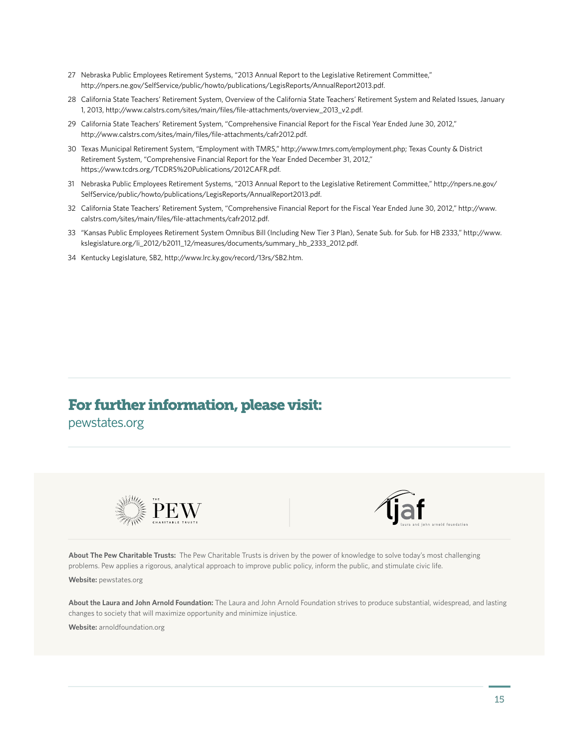27 Nebraska Public Employees Retirement Systems, "2013 Annual Report to the Legislative Retirement Committee," http://npers.ne.gov/SelfService/public/howto/publications/LegisReports/AnnualReport2013.pdf.

28 California State Teachers' Retirement System, Overview of the California State Teachers' Retirement System and Related Issues, January 1, 2013, http://www.calstrs.com/sites/main/files/file-attachments/overview_2013_v2.pdf.

29 California State Teachers' Retirement System, "Comprehensive Financial Report for the Fiscal Year Ended June 30, 2012," http://www.calstrs.com/sites/main/files/file-attachments/cafr2012.pdf.

30 Texas Municipal Retirement System, "Employment with TMRS," http://www.tmrs.com/employment.php; Texas County & District Retirement System, "Comprehensive Financial Report for the Year Ended December 31, 2012," https://www.tcdrs.org/TCDRS%20Publications/2012CAFR.pdf.

31 Nebraska Public Employees Retirement Systems, "2013 Annual Report to the Legislative Retirement Committee," http://npers.ne.gov/SelfService/public/howto/publications/LegisReports/AnnualReport2013.pdf.

32 California State Teachers' Retirement System, "Comprehensive Financial Report for the Fiscal Year Ended June 30, 2012," http://www.calstrs.com/sites/main/files/file-attachments/cafr2012.pdf.

33 "Kansas Public Employees Retirement System Omnibus Bill (Including New Tier 3 Plan), Senate Sub. for Sub. for HB 2333," http://www.kslegislature.org/li_2012/b2011_12/measures/documents/summary_hb_2333_2012.pdf.

34 Kentucky Legislature, SB2, http://www.lrc.ky.gov/record/13rs/SB2.htm.

## For further information, please visit:

pewstates.org

**About The Pew Charitable Trusts:** The Pew Charitable Trusts is driven by the power of knowledge to solve today's most challenging problems. Pew applies a rigorous, analytical approach to improve public policy, inform the public, and stimulate civic life.

**Website:** pewstates.org

**About the Laura and John Arnold Foundation:** The Laura and John Arnold Foundation strives to produce substantial, widespread, and lasting changes to society that will maximize opportunity and minimize injustice.

**Website:** arnoldfoundation.org